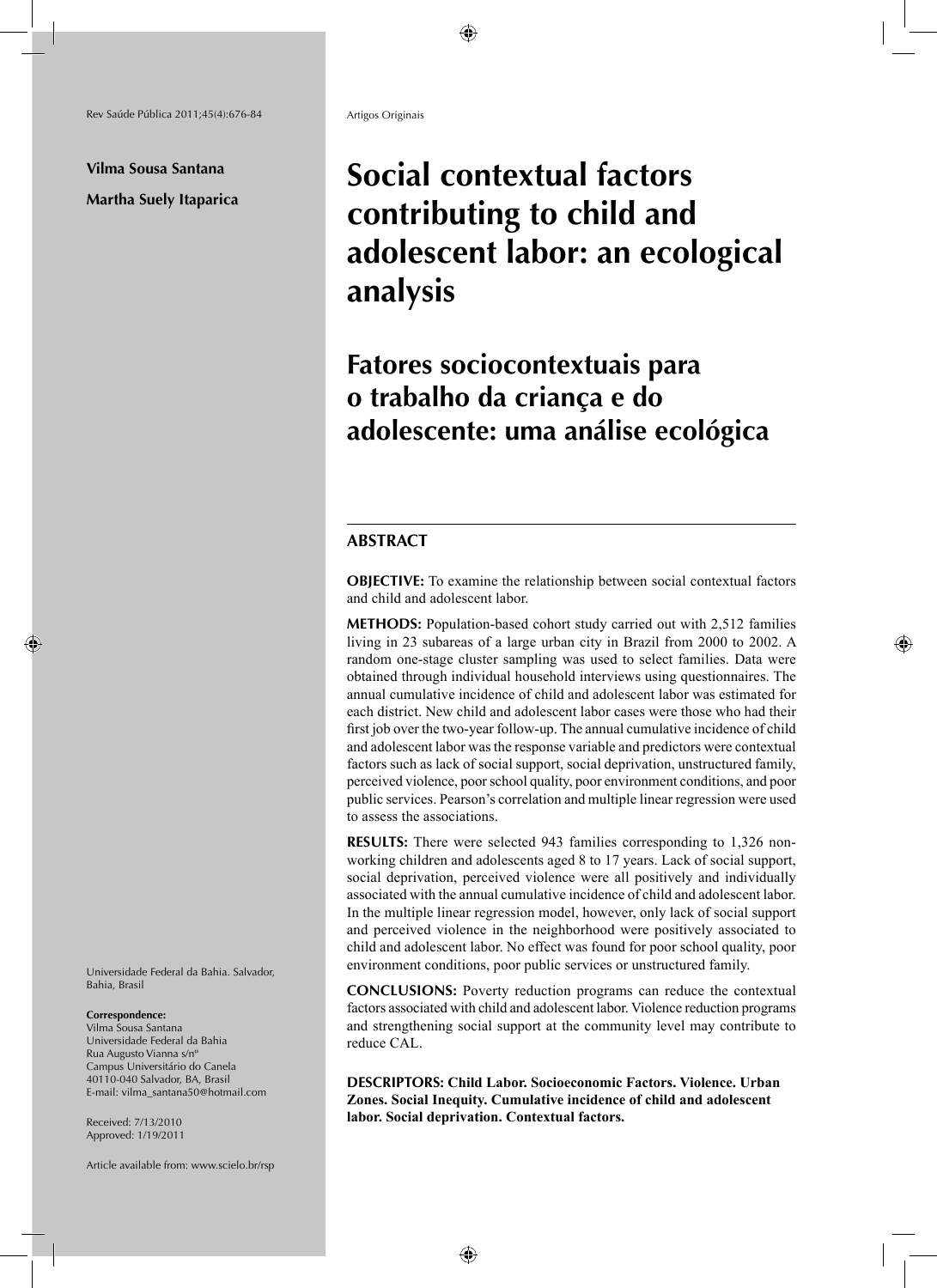Artigos Originais

**Vilma Sousa Santana**

**Martha Suely Itaparica**

# Social contextual factors contributing to child and adolescent labor: an ecological analysis

# Fatores sociocontextuais para o trabalho da criança e do adolescente: uma análise ecológica

## ABSTRACT

**OBJECTIVE:** To examine the relationship between social contextual factors and child and adolescent labor.

**METHODS:** Population-based cohort study carried out with 2,512 families living in 23 subareas of a large urban city in Brazil from 2000 to 2002. A random one-stage cluster sampling was used to select families. Data were obtained through individual household interviews using questionnaires. The annual cumulative incidence of child and adolescent labor was estimated for each district. New child and adolescent labor cases were those who had their first job over the two-year follow-up. The annual cumulative incidence of child and adolescent labor was the response variable and predictors were contextual factors such as lack of social support, social deprivation, unstructured family, perceived violence, poor school quality, poor environment conditions, and poor public services. Pearson's correlation and multiple linear regression were used to assess the associations.

**RESULTS:** There were selected 943 families corresponding to 1,326 non-working children and adolescents aged 8 to 17 years. Lack of social support, social deprivation, perceived violence were all positively and individually associated with the annual cumulative incidence of child and adolescent labor. In the multiple linear regression model, however, only lack of social support and perceived violence in the neighborhood were positively associated to child and adolescent labor. No effect was found for poor school quality, poor environment conditions, poor public services or unstructured family.

**CONCLUSIONS:** Poverty reduction programs can reduce the contextual factors associated with child and adolescent labor. Violence reduction programs and strengthening social support at the community level may contribute to reduce CAL.

**DESCRIPTORS: Child Labor. Socioeconomic Factors. Violence. Urban Zones. Social Inequity. Cumulative incidence of child and adolescent labor. Social deprivation. Contextual factors.**

Universidade Federal da Bahia. Salvador, Bahia, Brasil

**Correspondence:**
Vilma Sousa Santana
Universidade Federal da Bahia
Rua Augusto Vianna s/nº
Campus Universitário do Canela
40110-040 Salvador, BA, Brasil
E-mail: vilma_santana50@hotmail.com

Received: 7/13/2010
Approved: 1/19/2011

Article available from: www.scielo.br/rsp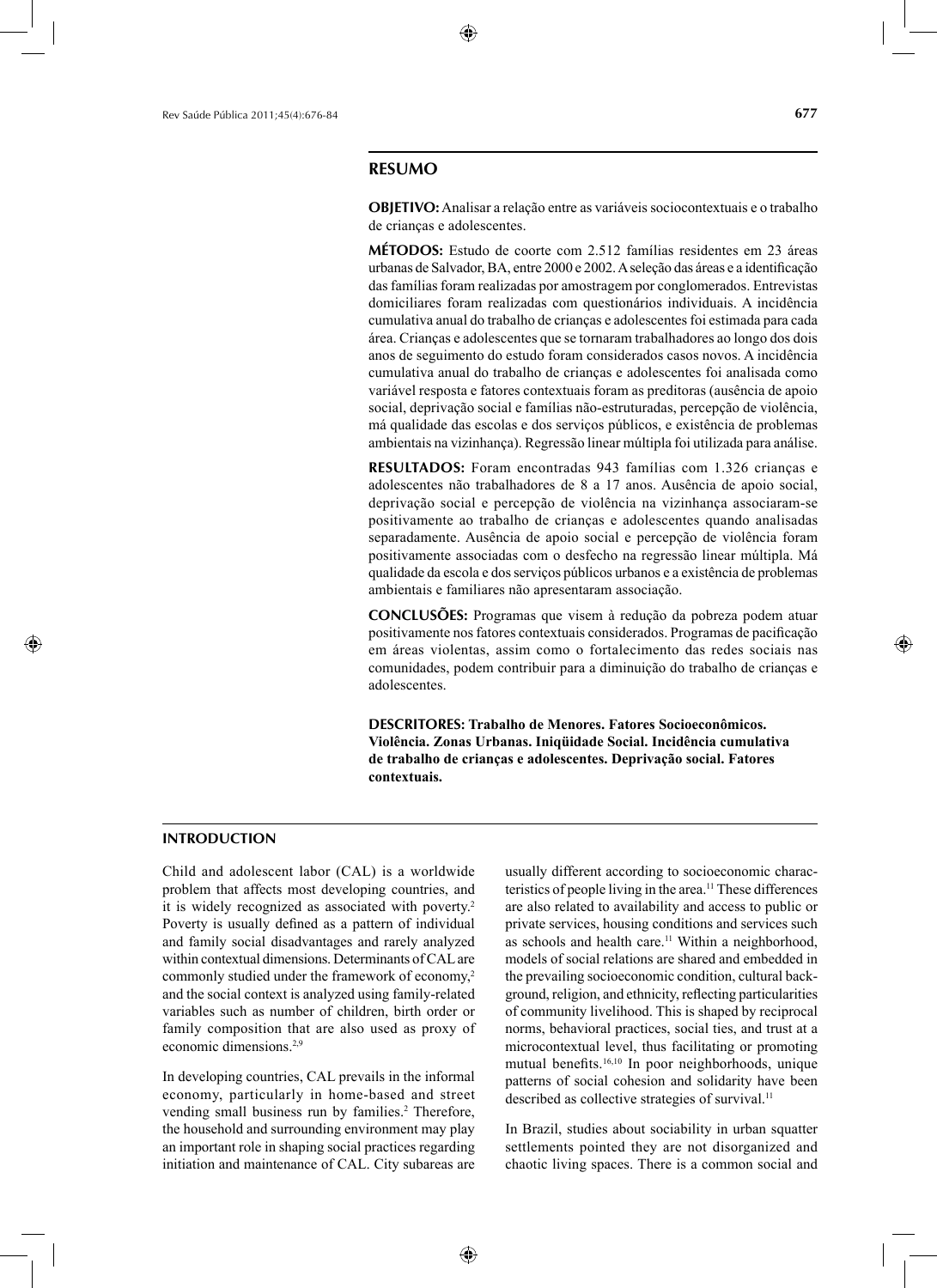## RESUMO

**OBJETIVO:** Analisar a relação entre as variáveis sociocontextuais e o trabalho de crianças e adolescentes.

**MÉTODOS:** Estudo de coorte com 2.512 famílias residentes em 23 áreas urbanas de Salvador, BA, entre 2000 e 2002. A seleção das áreas e a identificação das famílias foram realizadas por amostragem por conglomerados. Entrevistas domiciliares foram realizadas com questionários individuais. A incidência cumulativa anual do trabalho de crianças e adolescentes foi estimada para cada área. Crianças e adolescentes que se tornaram trabalhadores ao longo dos dois anos de seguimento do estudo foram considerados casos novos. A incidência cumulativa anual do trabalho de crianças e adolescentes foi analisada como variável resposta e fatores contextuais foram as preditoras (ausência de apoio social, deprivação social e famílias não-estruturadas, percepção de violência, má qualidade das escolas e dos serviços públicos, e existência de problemas ambientais na vizinhança). Regressão linear múltipla foi utilizada para análise.

**RESULTADOS:** Foram encontradas 943 famílias com 1.326 crianças e adolescentes não trabalhadores de 8 a 17 anos. Ausência de apoio social, deprivação social e percepção de violência na vizinhança associaram-se positivamente ao trabalho de crianças e adolescentes quando analisadas separadamente. Ausência de apoio social e percepção de violência foram positivamente associadas com o desfecho na regressão linear múltipla. Má qualidade da escola e dos serviços públicos urbanos e a existência de problemas ambientais e familiares não apresentaram associação.

**CONCLUSÕES:** Programas que visem à redução da pobreza podem atuar positivamente nos fatores contextuais considerados. Programas de pacificação em áreas violentas, assim como o fortalecimento das redes sociais nas comunidades, podem contribuir para a diminuição do trabalho de crianças e adolescentes.

**DESCRITORES: Trabalho de Menores. Fatores Socioeconômicos. Violência. Zonas Urbanas. Iniqüidade Social. Incidência cumulativa de trabalho de crianças e adolescentes. Deprivação social. Fatores contextuais.**

## INTRODUCTION

Child and adolescent labor (CAL) is a worldwide problem that affects most developing countries, and it is widely recognized as associated with poverty.[2] Poverty is usually defined as a pattern of individual and family social disadvantages and rarely analyzed within contextual dimensions. Determinants of CAL are commonly studied under the framework of economy,[2] and the social context is analyzed using family-related variables such as number of children, birth order or family composition that are also used as proxy of economic dimensions.[2,9]

In developing countries, CAL prevails in the informal economy, particularly in home-based and street vending small business run by families.[2] Therefore, the household and surrounding environment may play an important role in shaping social practices regarding initiation and maintenance of CAL. City subareas are usually different according to socioeconomic characteristics of people living in the area.[11] These differences are also related to availability and access to public or private services, housing conditions and services such as schools and health care.[11] Within a neighborhood, models of social relations are shared and embedded in the prevailing socioeconomic condition, cultural background, religion, and ethnicity, reflecting particularities of community livelihood. This is shaped by reciprocal norms, behavioral practices, social ties, and trust at a microcontextual level, thus facilitating or promoting mutual benefits.[16,10] In poor neighborhoods, unique patterns of social cohesion and solidarity have been described as collective strategies of survival.[11]

In Brazil, studies about sociability in urban squatter settlements pointed they are not disorganized and chaotic living spaces. There is a common social and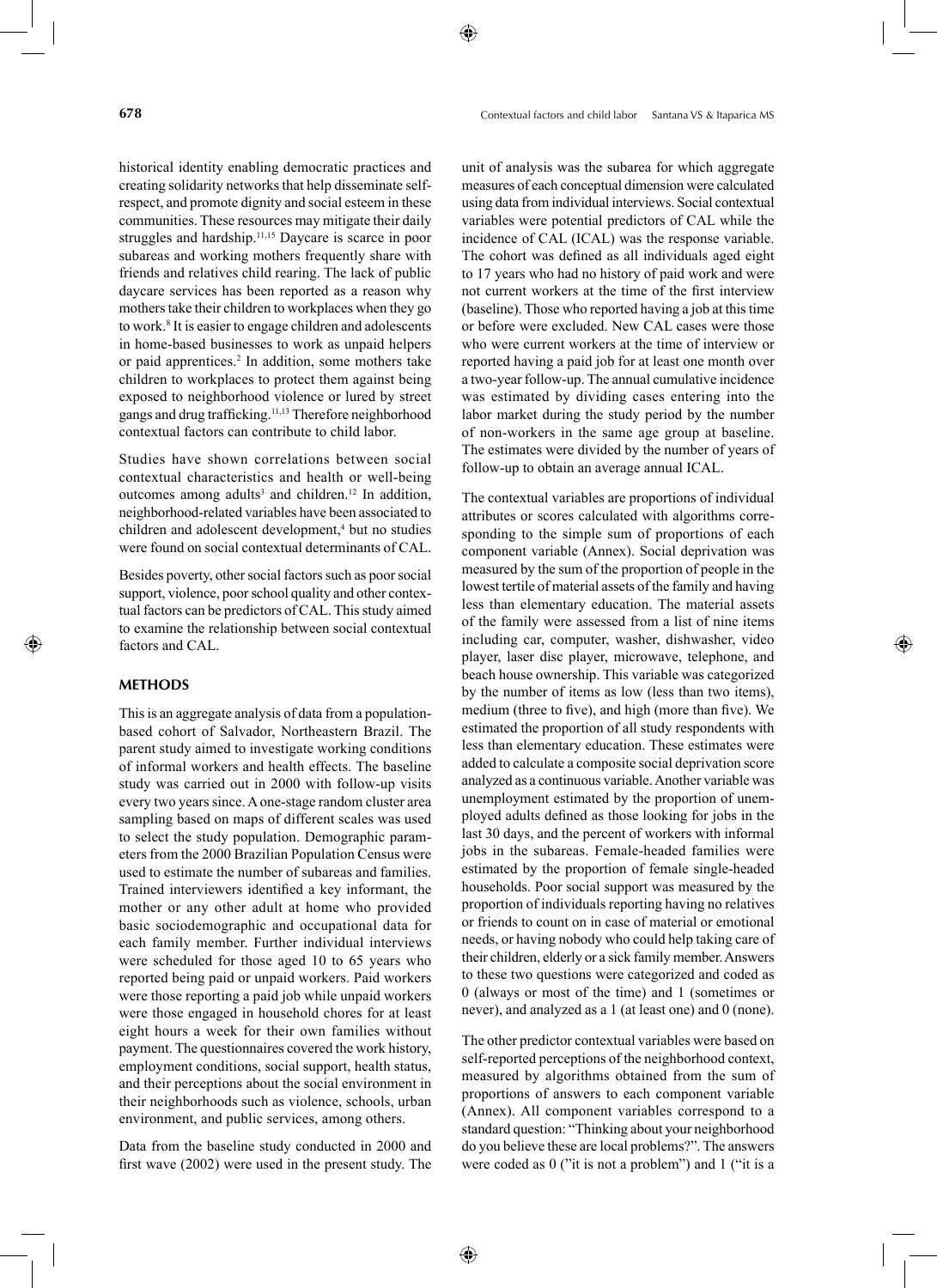historical identity enabling democratic practices and creating solidarity networks that help disseminate self-respect, and promote dignity and social esteem in these communities. These resources may mitigate their daily struggles and hardship.[11,15] Daycare is scarce in poor subareas and working mothers frequently share with friends and relatives child rearing. The lack of public daycare services has been reported as a reason why mothers take their children to workplaces when they go to work.[8] It is easier to engage children and adolescents in home-based businesses to work as unpaid helpers or paid apprentices.[2] In addition, some mothers take children to workplaces to protect them against being exposed to neighborhood violence or lured by street gangs and drug trafficking.[11,13] Therefore neighborhood contextual factors can contribute to child labor.

Studies have shown correlations between social contextual characteristics and health or well-being outcomes among adults[3] and children.[12] In addition, neighborhood-related variables have been associated to children and adolescent development,[4] but no studies were found on social contextual determinants of CAL.

Besides poverty, other social factors such as poor social support, violence, poor school quality and other contextual factors can be predictors of CAL. This study aimed to examine the relationship between social contextual factors and CAL.

## METHODS

This is an aggregate analysis of data from a population-based cohort of Salvador, Northeastern Brazil. The parent study aimed to investigate working conditions of informal workers and health effects. The baseline study was carried out in 2000 with follow-up visits every two years since. A one-stage random cluster area sampling based on maps of different scales was used to select the study population. Demographic parameters from the 2000 Brazilian Population Census were used to estimate the number of subareas and families. Trained interviewers identified a key informant, the mother or any other adult at home who provided basic sociodemographic and occupational data for each family member. Further individual interviews were scheduled for those aged 10 to 65 years who reported being paid or unpaid workers. Paid workers were those reporting a paid job while unpaid workers were those engaged in household chores for at least eight hours a week for their own families without payment. The questionnaires covered the work history, employment conditions, social support, health status, and their perceptions about the social environment in their neighborhoods such as violence, schools, urban environment, and public services, among others.

Data from the baseline study conducted in 2000 and first wave (2002) were used in the present study. The unit of analysis was the subarea for which aggregate measures of each conceptual dimension were calculated using data from individual interviews. Social contextual variables were potential predictors of CAL while the incidence of CAL (ICAL) was the response variable. The cohort was defined as all individuals aged eight to 17 years who had no history of paid work and were not current workers at the time of the first interview (baseline). Those who reported having a job at this time or before were excluded. New CAL cases were those who were current workers at the time of interview or reported having a paid job for at least one month over a two-year follow-up. The annual cumulative incidence was estimated by dividing cases entering into the labor market during the study period by the number of non-workers in the same age group at baseline. The estimates were divided by the number of years of follow-up to obtain an average annual ICAL.

The contextual variables are proportions of individual attributes or scores calculated with algorithms corresponding to the simple sum of proportions of each component variable (Annex). Social deprivation was measured by the sum of the proportion of people in the lowest tertile of material assets of the family and having less than elementary education. The material assets of the family were assessed from a list of nine items including car, computer, washer, dishwasher, video player, laser disc player, microwave, telephone, and beach house ownership. This variable was categorized by the number of items as low (less than two items), medium (three to five), and high (more than five). We estimated the proportion of all study respondents with less than elementary education. These estimates were added to calculate a composite social deprivation score analyzed as a continuous variable. Another variable was unemployment estimated by the proportion of unemployed adults defined as those looking for jobs in the last 30 days, and the percent of workers with informal jobs in the subareas. Female-headed families were estimated by the proportion of female single-headed households. Poor social support was measured by the proportion of individuals reporting having no relatives or friends to count on in case of material or emotional needs, or having nobody who could help taking care of their children, elderly or a sick family member. Answers to these two questions were categorized and coded as 0 (always or most of the time) and 1 (sometimes or never), and analyzed as a 1 (at least one) and 0 (none).

The other predictor contextual variables were based on self-reported perceptions of the neighborhood context, measured by algorithms obtained from the sum of proportions of answers to each component variable (Annex). All component variables correspond to a standard question: "Thinking about your neighborhood do you believe these are local problems?". The answers were coded as 0 ("it is not a problem") and 1 ("it is a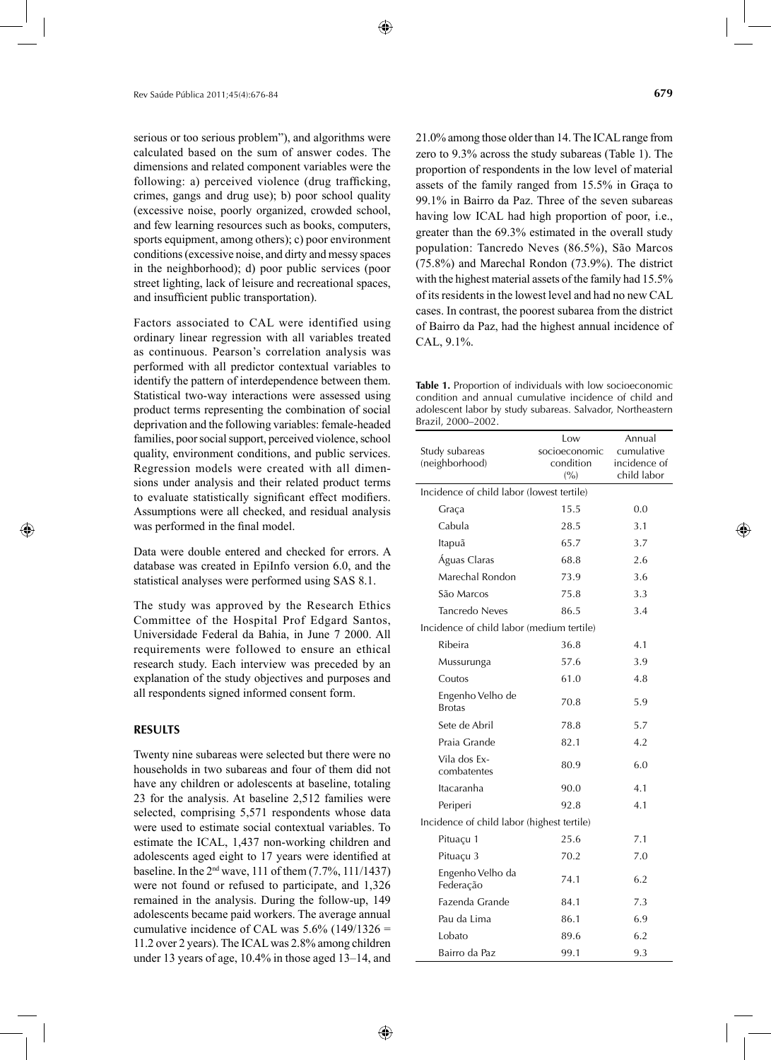serious or too serious problem"), and algorithms were calculated based on the sum of answer codes. The dimensions and related component variables were the following: a) perceived violence (drug trafficking, crimes, gangs and drug use); b) poor school quality (excessive noise, poorly organized, crowded school, and few learning resources such as books, computers, sports equipment, among others); c) poor environment conditions (excessive noise, and dirty and messy spaces in the neighborhood); d) poor public services (poor street lighting, lack of leisure and recreational spaces, and insufficient public transportation).

Factors associated to CAL were identified using ordinary linear regression with all variables treated as continuous. Pearson's correlation analysis was performed with all predictor contextual variables to identify the pattern of interdependence between them. Statistical two-way interactions were assessed using product terms representing the combination of social deprivation and the following variables: female-headed families, poor social support, perceived violence, school quality, environment conditions, and public services. Regression models were created with all dimensions under analysis and their related product terms to evaluate statistically significant effect modifiers. Assumptions were all checked, and residual analysis was performed in the final model.

Data were double entered and checked for errors. A database was created in EpiInfo version 6.0, and the statistical analyses were performed using SAS 8.1.

The study was approved by the Research Ethics Committee of the Hospital Prof Edgard Santos, Universidade Federal da Bahia, in June 7 2000. All requirements were followed to ensure an ethical research study. Each interview was preceded by an explanation of the study objectives and purposes and all respondents signed informed consent form.

## RESULTS

Twenty nine subareas were selected but there were no households in two subareas and four of them did not have any children or adolescents at baseline, totaling 23 for the analysis. At baseline 2,512 families were selected, comprising 5,571 respondents whose data were used to estimate social contextual variables. To estimate the ICAL, 1,437 non-working children and adolescents aged eight to 17 years were identified at baseline. In the 2nd wave, 111 of them (7.7%, 111/1437) were not found or refused to participate, and 1,326 remained in the analysis. During the follow-up, 149 adolescents became paid workers. The average annual cumulative incidence of CAL was 5.6% (149/1326 = 11.2 over 2 years). The ICAL was 2.8% among children under 13 years of age, 10.4% in those aged 13–14, and 21.0% among those older than 14. The ICAL range from zero to 9.3% across the study subareas (Table 1). The proportion of respondents in the low level of material assets of the family ranged from 15.5% in Graça to 99.1% in Bairro da Paz. Three of the seven subareas having low ICAL had high proportion of poor, i.e., greater than the 69.3% estimated in the overall study population: Tancredo Neves (86.5%), São Marcos (75.8%) and Marechal Rondon (73.9%). The district with the highest material assets of the family had 15.5% of its residents in the lowest level and had no new CAL cases. In contrast, the poorest subarea from the district of Bairro da Paz, had the highest annual incidence of CAL, 9.1%.

**Table 1.** Proportion of individuals with low socioeconomic condition and annual cumulative incidence of child and adolescent labor by study subareas. Salvador, Northeastern Brazil, 2000–2002.

| Study subareas (neighborhood) | Low socioeconomic condition (%) | Annual cumulative incidence of child labor |
|---|---|---|
| Incidence of child labor (lowest tertile) | | |
| Graça | 15.5 | 0.0 |
| Cabula | 28.5 | 3.1 |
| Itapuã | 65.7 | 3.7 |
| Águas Claras | 68.8 | 2.6 |
| Marechal Rondon | 73.9 | 3.6 |
| São Marcos | 75.8 | 3.3 |
| Tancredo Neves | 86.5 | 3.4 |
| Incidence of child labor (medium tertile) | | |
| Ribeira | 36.8 | 4.1 |
| Mussurunga | 57.6 | 3.9 |
| Coutos | 61.0 | 4.8 |
| Engenho Velho de Brotas | 70.8 | 5.9 |
| Sete de Abril | 78.8 | 5.7 |
| Praia Grande | 82.1 | 4.2 |
| Vila dos Ex-combatentes | 80.9 | 6.0 |
| Itacaranha | 90.0 | 4.1 |
| Periperi | 92.8 | 4.1 |
| Incidence of child labor (highest tertile) | | |
| Pituaçu 1 | 25.6 | 7.1 |
| Pituaçu 3 | 70.2 | 7.0 |
| Engenho Velho da Federação | 74.1 | 6.2 |
| Fazenda Grande | 84.1 | 7.3 |
| Pau da Lima | 86.1 | 6.9 |
| Lobato | 89.6 | 6.2 |
| Bairro da Paz | 99.1 | 9.3 |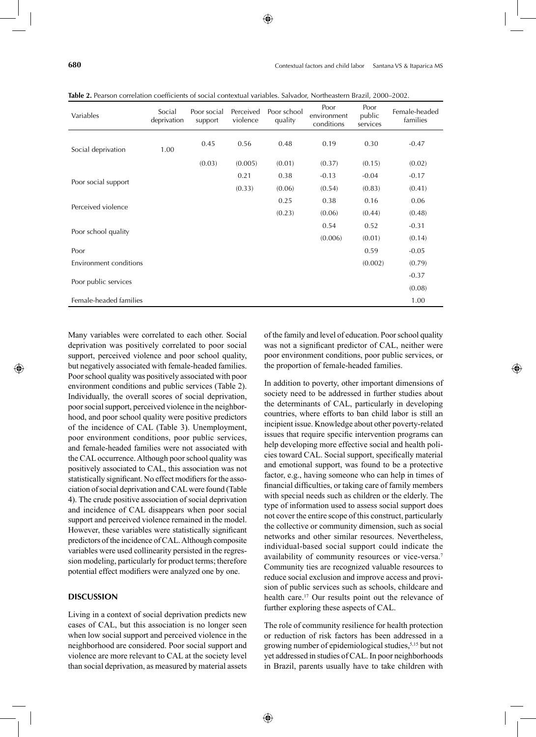**Table 2.** Pearson correlation coefficients of social contextual variables. Salvador, Northeastern Brazil, 2000–2002.

| Variables | Social deprivation | Poor social support | Perceived violence | Poor school quality | Poor environment conditions | Poor public services | Female-headed families |
|---|---|---|---|---|---|---|---|
| Social deprivation | 1.00 | 0.45 | 0.56 | 0.48 | 0.19 | 0.30 | -0.47 |
| | | (0.03) | (0.005) | (0.01) | (0.37) | (0.15) | (0.02) |
| Poor social support | | | 0.21 | 0.38 | -0.13 | -0.04 | -0.17 |
| | | | (0.33) | (0.06) | (0.54) | (0.83) | (0.41) |
| Perceived violence | | | | 0.25 | 0.38 | 0.16 | 0.06 |
| | | | | (0.23) | (0.06) | (0.44) | (0.48) |
| Poor school quality | | | | | 0.54 | 0.52 | -0.31 |
| | | | | | (0.006) | (0.01) | (0.14) |
| Poor Environment conditions | | | | | | 0.59 | -0.05 |
| | | | | | | (0.002) | (0.79) |
| Poor public services | | | | | | | -0.37 |
| | | | | | | | (0.08) |
| Female-headed families | | | | | | | 1.00 |

Many variables were correlated to each other. Social deprivation was positively correlated to poor social support, perceived violence and poor school quality, but negatively associated with female-headed families. Poor school quality was positively associated with poor environment conditions and public services (Table 2). Individually, the overall scores of social deprivation, poor social support, perceived violence in the neighborhood, and poor school quality were positive predictors of the incidence of CAL (Table 3). Unemployment, poor environment conditions, poor public services, and female-headed families were not associated with the CAL occurrence. Although poor school quality was positively associated to CAL, this association was not statistically significant. No effect modifiers for the association of social deprivation and CAL were found (Table 4). The crude positive association of social deprivation and incidence of CAL disappears when poor social support and perceived violence remained in the model. However, these variables were statistically significant predictors of the incidence of CAL. Although composite variables were used collinearity persisted in the regression modeling, particularly for product terms; therefore potential effect modifiers were analyzed one by one.

## DISCUSSION

Living in a context of social deprivation predicts new cases of CAL, but this association is no longer seen when low social support and perceived violence in the neighborhood are considered. Poor social support and violence are more relevant to CAL at the society level than social deprivation, as measured by material assets of the family and level of education. Poor school quality was not a significant predictor of CAL, neither were poor environment conditions, poor public services, or the proportion of female-headed families.

In addition to poverty, other important dimensions of society need to be addressed in further studies about the determinants of CAL, particularly in developing countries, where efforts to ban child labor is still an incipient issue. Knowledge about other poverty-related issues that require specific intervention programs can help developing more effective social and health policies toward CAL. Social support, specifically material and emotional support, was found to be a protective factor, e.g., having someone who can help in times of financial difficulties, or taking care of family members with special needs such as children or the elderly. The type of information used to assess social support does not cover the entire scope of this construct, particularly the collective or community dimension, such as social networks and other similar resources. Nevertheless, individual-based social support could indicate the availability of community resources or vice-versa.[7] Community ties are recognized valuable resources to reduce social exclusion and improve access and provision of public services such as schools, childcare and health care.[17] Our results point out the relevance of further exploring these aspects of CAL.

The role of community resilience for health protection or reduction of risk factors has been addressed in a growing number of epidemiological studies,[5,15] but not yet addressed in studies of CAL. In poor neighborhoods in Brazil, parents usually have to take children with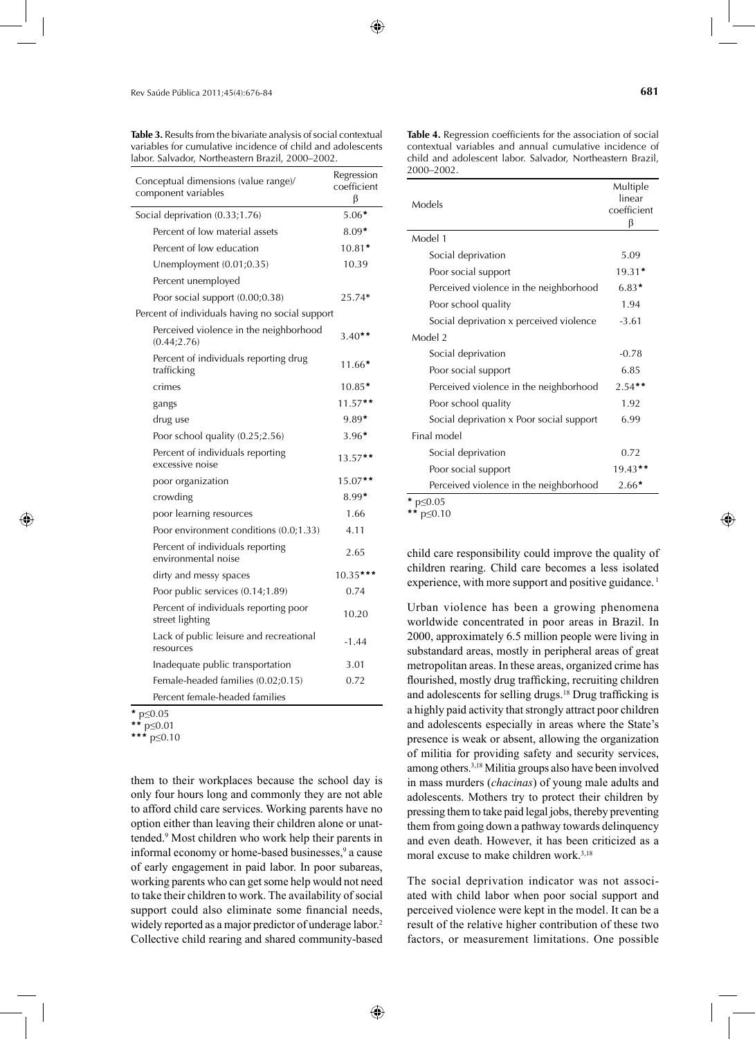**Table 3.** Results from the bivariate analysis of social contextual variables for cumulative incidence of child and adolescents labor. Salvador, Northeastern Brazil, 2000–2002.

| Conceptual dimensions (value range)/ component variables | Regression coefficient β |
|---|---|
| Social deprivation (0.33;1.76) | 5.06* |
| Percent of low material assets | 8.09* |
| Percent of low education | 10.81* |
| Unemployment (0.01;0.35) | 10.39 |
| Percent unemployed | |
| Poor social support (0.00;0.38) | 25.74* |
| Percent of individuals having no social support | |
| Perceived violence in the neighborhood (0.44;2.76) | 3.40** |
| Percent of individuals reporting drug trafficking | 11.66* |
| crimes | 10.85* |
| gangs | 11.57** |
| drug use | 9.89* |
| Poor school quality (0.25;2.56) | 3.96* |
| Percent of individuals reporting excessive noise | 13.57** |
| poor organization | 15.07** |
| crowding | 8.99* |
| poor learning resources | 1.66 |
| Poor environment conditions (0.0;1.33) | 4.11 |
| Percent of individuals reporting environmental noise | 2.65 |
| dirty and messy spaces | 10.35*** |
| Poor public services (0.14;1.89) | 0.74 |
| Percent of individuals reporting poor street lighting | 10.20 |
| Lack of public leisure and recreational resources | -1.44 |
| Inadequate public transportation | 3.01 |
| Female-headed families (0.02;0.15) | 0.72 |
| Percent female-headed families | |

* p≤0.05
** p≤0.01
*** p≤0.10

them to their workplaces because the school day is only four hours long and commonly they are not able to afford child care services. Working parents have no option either than leaving their children alone or unattended.[9] Most children who work help their parents in informal economy or home-based businesses,[9] a cause of early engagement in paid labor. In poor subareas, working parents who can get some help would not need to take their children to work. The availability of social support could also eliminate some financial needs, widely reported as a major predictor of underage labor.[2] Collective child rearing and shared community-based child care responsibility could improve the quality of children rearing. Child care becomes a less isolated experience, with more support and positive guidance.[1]

**Table 4.** Regression coefficients for the association of social contextual variables and annual cumulative incidence of child and adolescent labor. Salvador, Northeastern Brazil, 2000–2002.

| Models | Multiple linear coefficient β |
|---|---|
| Model 1 | |
| Social deprivation | 5.09 |
| Poor social support | 19.31* |
| Perceived violence in the neighborhood | 6.83* |
| Poor school quality | 1.94 |
| Social deprivation x perceived violence | -3.61 |
| Model 2 | |
| Social deprivation | -0.78 |
| Poor social support | 6.85 |
| Perceived violence in the neighborhood | 2.54** |
| Poor school quality | 1.92 |
| Social deprivation x Poor social support | 6.99 |
| Final model | |
| Social deprivation | 0.72 |
| Poor social support | 19.43** |
| Perceived violence in the neighborhood | 2.66* |

* p≤0.05
** p≤0.10

Urban violence has been a growing phenomena worldwide concentrated in poor areas in Brazil. In 2000, approximately 6.5 million people were living in substandard areas, mostly in peripheral areas of great metropolitan areas. In these areas, organized crime has flourished, mostly drug trafficking, recruiting children and adolescents for selling drugs.[18] Drug trafficking is a highly paid activity that strongly attract poor children and adolescents especially in areas where the State's presence is weak or absent, allowing the organization of militia for providing safety and security services, among others.[3,18] Militia groups also have been involved in mass murders (*chacinas*) of young male adults and adolescents. Mothers try to protect their children by pressing them to take paid legal jobs, thereby preventing them from going down a pathway towards delinquency and even death. However, it has been criticized as a moral excuse to make children work.[3,18]

The social deprivation indicator was not associated with child labor when poor social support and perceived violence were kept in the model. It can be a result of the relative higher contribution of these two factors, or measurement limitations. One possible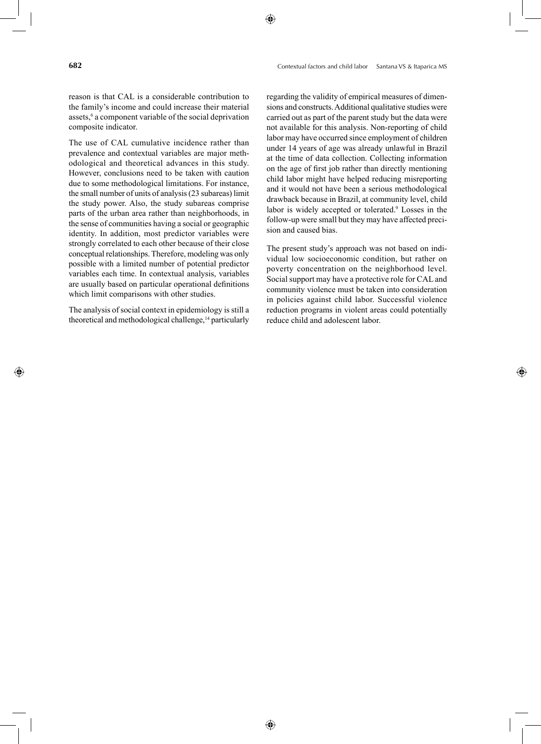reason is that CAL is a considerable contribution to the family's income and could increase their material assets,[6] a component variable of the social deprivation composite indicator.

The use of CAL cumulative incidence rather than prevalence and contextual variables are major methodological and theoretical advances in this study. However, conclusions need to be taken with caution due to some methodological limitations. For instance, the small number of units of analysis (23 subareas) limit the study power. Also, the study subareas comprise parts of the urban area rather than neighborhoods, in the sense of communities having a social or geographic identity. In addition, most predictor variables were strongly correlated to each other because of their close conceptual relationships. Therefore, modeling was only possible with a limited number of potential predictor variables each time. In contextual analysis, variables are usually based on particular operational definitions which limit comparisons with other studies.

The analysis of social context in epidemiology is still a theoretical and methodological challenge,[14] particularly regarding the validity of empirical measures of dimensions and constructs. Additional qualitative studies were carried out as part of the parent study but the data were not available for this analysis. Non-reporting of child labor may have occurred since employment of children under 14 years of age was already unlawful in Brazil at the time of data collection. Collecting information on the age of first job rather than directly mentioning child labor might have helped reducing misreporting and it would not have been a serious methodological drawback because in Brazil, at community level, child labor is widely accepted or tolerated.[9] Losses in the follow-up were small but they may have affected precision and caused bias.

The present study's approach was not based on individual low socioeconomic condition, but rather on poverty concentration on the neighborhood level. Social support may have a protective role for CAL and community violence must be taken into consideration in policies against child labor. Successful violence reduction programs in violent areas could potentially reduce child and adolescent labor.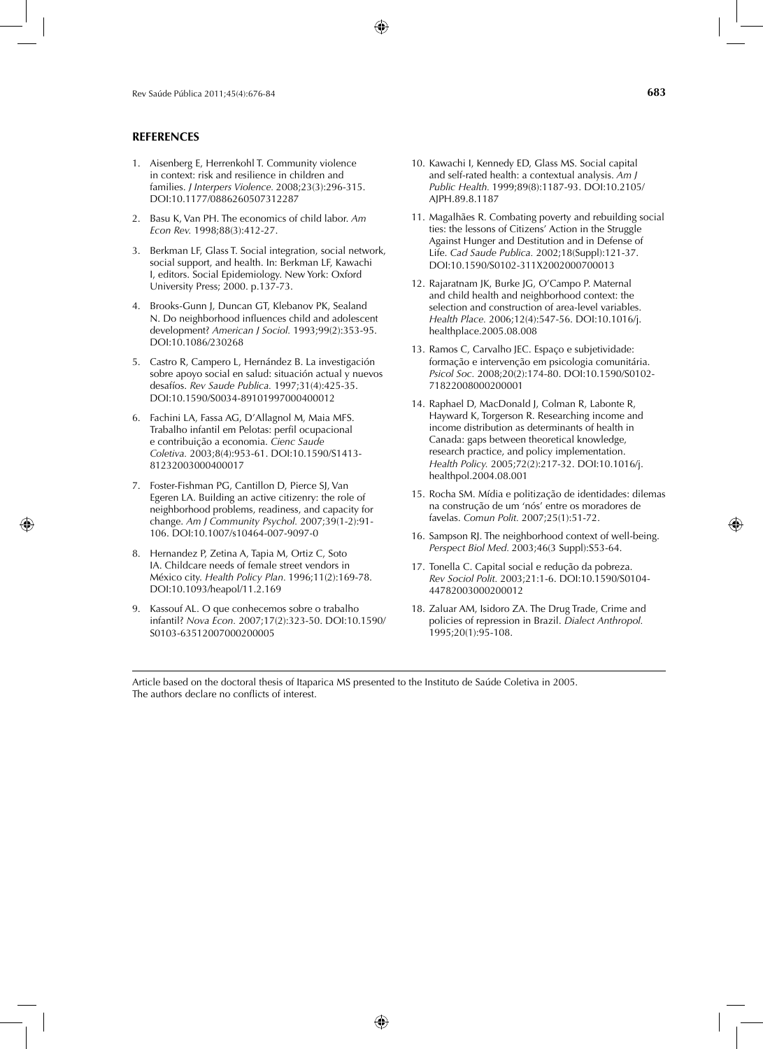## REFERENCES

1. Aisenberg E, Herrenkohl T. Community violence in context: risk and resilience in children and families. *J Interpers Violence.* 2008;23(3):296-315. DOI:10.1177/0886260507312287
2. Basu K, Van PH. The economics of child labor. *Am Econ Rev.* 1998;88(3):412-27.
3. Berkman LF, Glass T. Social integration, social network, social support, and health. In: Berkman LF, Kawachi I, editors. Social Epidemiology. New York: Oxford University Press; 2000. p.137-73.
4. Brooks-Gunn J, Duncan GT, Klebanov PK, Sealand N. Do neighborhood influences child and adolescent development? *American J Sociol.* 1993;99(2):353-95. DOI:10.1086/230268
5. Castro R, Campero L, Hernández B. La investigación sobre apoyo social en salud: situación actual y nuevos desafíos. *Rev Saude Publica.* 1997;31(4):425-35. DOI:10.1590/S0034-89101997000400012
6. Fachini LA, Fassa AG, D'Allagnol M, Maia MFS. Trabalho infantil em Pelotas: perfil ocupacional e contribuição a economia. *Cienc Saude Coletiva.* 2003;8(4):953-61. DOI:10.1590/S1413-81232003000400017
7. Foster-Fishman PG, Cantillon D, Pierce SJ, Van Egeren LA. Building an active citizenry: the role of neighborhood problems, readiness, and capacity for change. *Am J Community Psychol.* 2007;39(1-2):91-106. DOI:10.1007/s10464-007-9097-0
8. Hernandez P, Zetina A, Tapia M, Ortiz C, Soto IA. Childcare needs of female street vendors in México city. *Health Policy Plan.* 1996;11(2):169-78. DOI:10.1093/heapol/11.2.169
9. Kassouf AL. O que conhecemos sobre o trabalho infantil? *Nova Econ.* 2007;17(2):323-50. DOI:10.1590/S0103-63512007000200005
10. Kawachi I, Kennedy ED, Glass MS. Social capital and self-rated health: a contextual analysis. *Am J Public Health.* 1999;89(8):1187-93. DOI:10.2105/AJPH.89.8.1187
11. Magalhães R. Combating poverty and rebuilding social ties: the lessons of Citizens' Action in the Struggle Against Hunger and Destitution and in Defense of Life. *Cad Saude Publica.* 2002;18(Suppl):121-37. DOI:10.1590/S0102-311X2002000700013
12. Rajaratnam JK, Burke JG, O'Campo P. Maternal and child health and neighborhood context: the selection and construction of area-level variables. *Health Place.* 2006;12(4):547-56. DOI:10.1016/j.healthplace.2005.08.008
13. Ramos C, Carvalho JEC. Espaço e subjetividade: formação e intervenção em psicologia comunitária. *Psicol Soc.* 2008;20(2):174-80. DOI:10.1590/S0102-71822008000200001
14. Raphael D, MacDonald J, Colman R, Labonte R, Hayward K, Torgerson R. Researching income and income distribution as determinants of health in Canada: gaps between theoretical knowledge, research practice, and policy implementation. *Health Policy.* 2005;72(2):217-32. DOI:10.1016/j.healthpol.2004.08.001
15. Rocha SM. Mídia e politização de identidades: dilemas na construção de um 'nós' entre os moradores de favelas. *Comun Polit.* 2007;25(1):51-72.
16. Sampson RJ. The neighborhood context of well-being. *Perspect Biol Med.* 2003;46(3 Suppl):S53-64.
17. Tonella C. Capital social e redução da pobreza. *Rev Sociol Polit.* 2003;21:1-6. DOI:10.1590/S0104-44782003000200012
18. Zaluar AM, Isidoro ZA. The Drug Trade, Crime and policies of repression in Brazil. *Dialect Anthropol.* 1995;20(1):95-108.

---

Article based on the doctoral thesis of Itaparica MS presented to the Instituto de Saúde Coletiva in 2005.
The authors declare no conflicts of interest.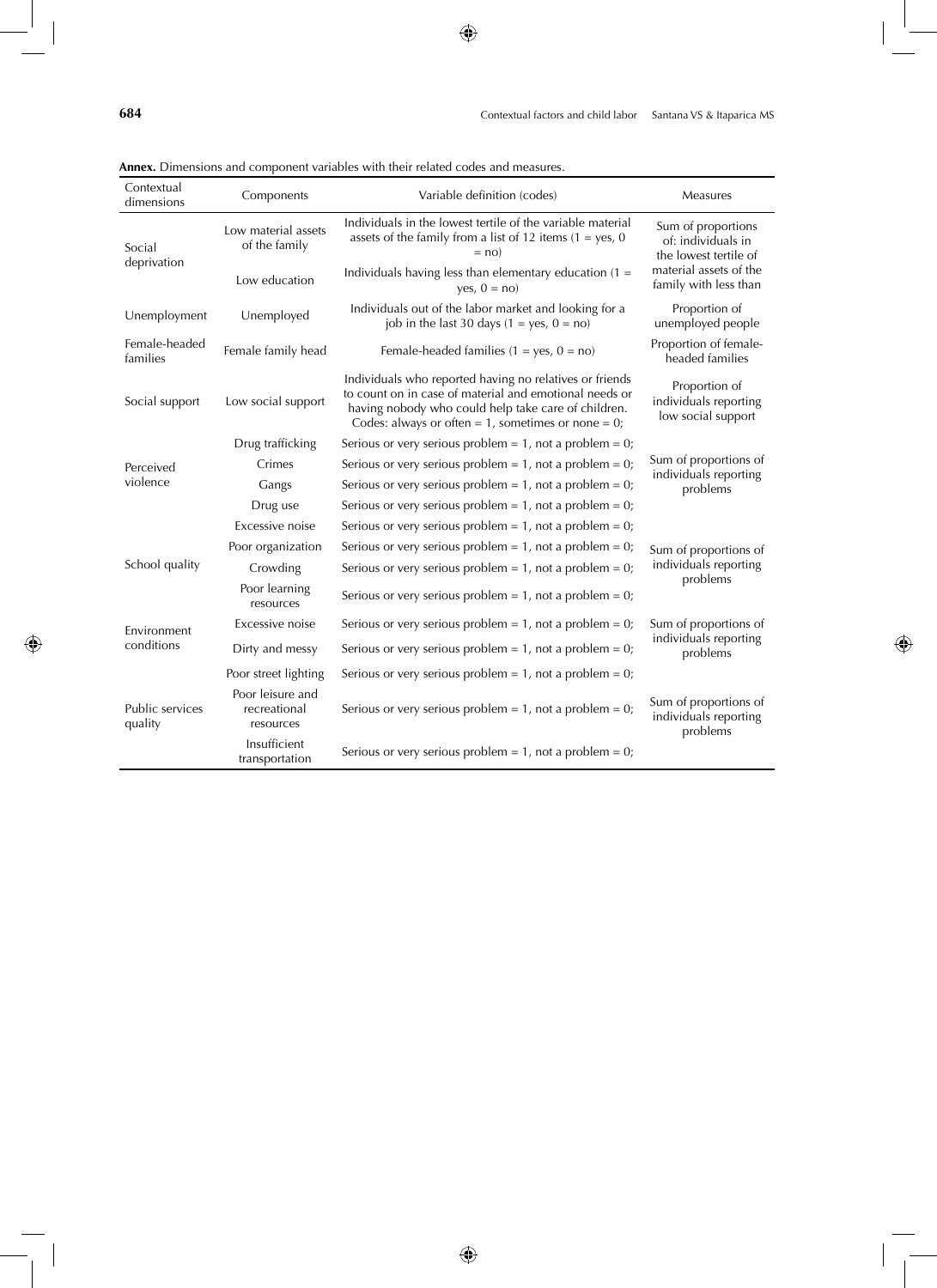**Annex.** Dimensions and component variables with their related codes and measures.

| Contextual dimensions | Components | Variable definition (codes) | Measures |
|---|---|---|---|
| Social deprivation | Low material assets of the family | Individuals in the lowest tertile of the variable material assets of the family from a list of 12 items (1 = yes, 0 = no) | Sum of proportions of: individuals in the lowest tertile of material assets of the family with less than |
| | Low education | Individuals having less than elementary education (1 = yes, 0 = no) | |
| Unemployment | Unemployed | Individuals out of the labor market and looking for a job in the last 30 days (1 = yes, 0 = no) | Proportion of unemployed people |
| Female-headed families | Female family head | Female-headed families (1 = yes, 0 = no) | Proportion of female-headed families |
| Social support | Low social support | Individuals who reported having no relatives or friends to count on in case of material and emotional needs or having nobody who could help take care of children. Codes: always or often = 1, sometimes or none = 0; | Proportion of individuals reporting low social support |
| Perceived violence | Drug trafficking | Serious or very serious problem = 1, not a problem = 0; | Sum of proportions of individuals reporting problems |
| | Crimes | Serious or very serious problem = 1, not a problem = 0; | |
| | Gangs | Serious or very serious problem = 1, not a problem = 0; | |
| | Drug use | Serious or very serious problem = 1, not a problem = 0; | |
| School quality | Excessive noise | Serious or very serious problem = 1, not a problem = 0; | Sum of proportions of individuals reporting problems |
| | Poor organization | Serious or very serious problem = 1, not a problem = 0; | |
| | Crowding | Serious or very serious problem = 1, not a problem = 0; | |
| | Poor learning resources | Serious or very serious problem = 1, not a problem = 0; | |
| Environment conditions | Excessive noise | Serious or very serious problem = 1, not a problem = 0; | Sum of proportions of individuals reporting problems |
| | Dirty and messy | Serious or very serious problem = 1, not a problem = 0; | |
| Public services quality | Poor street lighting | Serious or very serious problem = 1, not a problem = 0; | Sum of proportions of individuals reporting problems |
| | Poor leisure and recreational resources | Serious or very serious problem = 1, not a problem = 0; | |
| | Insufficient transportation | Serious or very serious problem = 1, not a problem = 0; | |